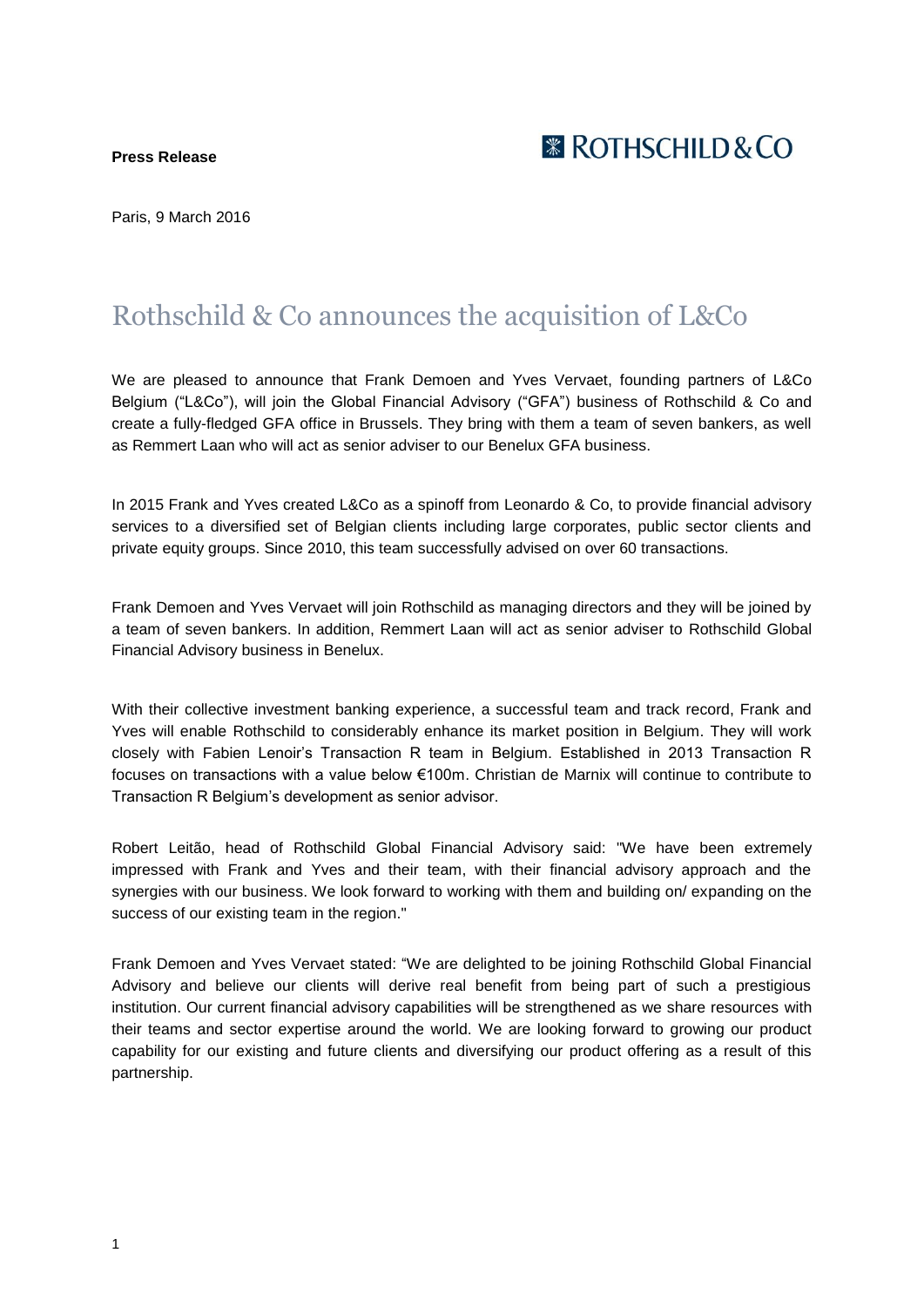**Press Release**

ROTHSCHILD & CO

Paris, 9 March 2016

# Rothschild & Co announces the acquisition of L&Co

We are pleased to announce that Frank Demoen and Yves Vervaet, founding partners of L&Co Belgium ("L&Co"), will join the Global Financial Advisory ("GFA") business of Rothschild & Co and create a fully-fledged GFA office in Brussels. They bring with them a team of seven bankers, as well as Remmert Laan who will act as senior adviser to our Benelux GFA business.

In 2015 Frank and Yves created L&Co as a spinoff from Leonardo & Co, to provide financial advisory services to a diversified set of Belgian clients including large corporates, public sector clients and private equity groups. Since 2010, this team successfully advised on over 60 transactions.

Frank Demoen and Yves Vervaet will join Rothschild as managing directors and they will be joined by a team of seven bankers. In addition, Remmert Laan will act as senior adviser to Rothschild Global Financial Advisory business in Benelux.

With their collective investment banking experience, a successful team and track record, Frank and Yves will enable Rothschild to considerably enhance its market position in Belgium. They will work closely with Fabien Lenoir's Transaction R team in Belgium. Established in 2013 Transaction R focuses on transactions with a value below €100m. Christian de Marnix will continue to contribute to Transaction R Belgium's development as senior advisor.

Robert Leitão, head of Rothschild Global Financial Advisory said: "We have been extremely impressed with Frank and Yves and their team, with their financial advisory approach and the synergies with our business. We look forward to working with them and building on/ expanding on the success of our existing team in the region."

Frank Demoen and Yves Vervaet stated: "We are delighted to be joining Rothschild Global Financial Advisory and believe our clients will derive real benefit from being part of such a prestigious institution. Our current financial advisory capabilities will be strengthened as we share resources with their teams and sector expertise around the world. We are looking forward to growing our product capability for our existing and future clients and diversifying our product offering as a result of this partnership.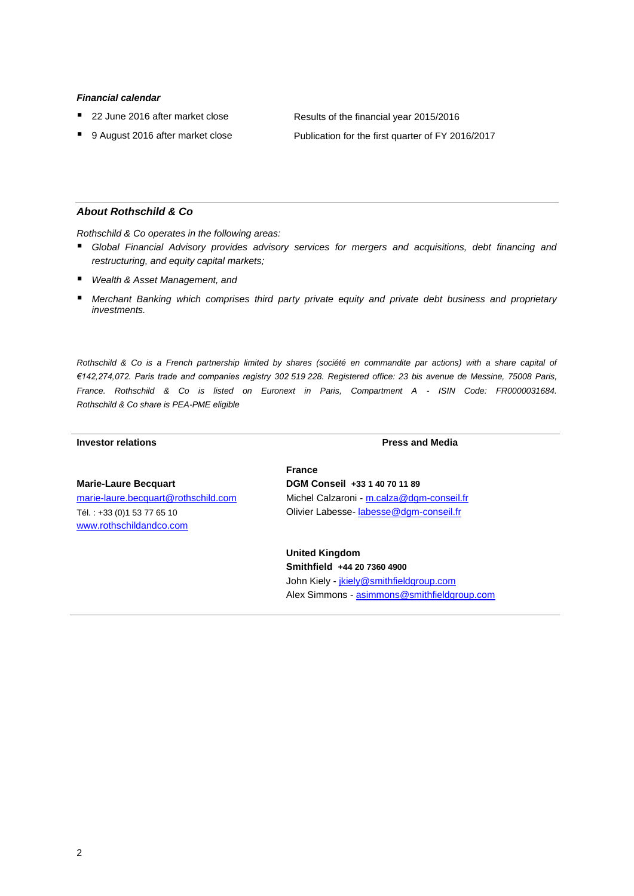***Financial calendar***

- 22 June 2016 after market close — Results of the financial year 2015/2016
- 9 August 2016 after market close — Publication for the first quarter of FY 2016/2017

---

### *About Rothschild & Co*

*Rothschild & Co operates in the following areas:*

- *Global Financial Advisory provides advisory services for mergers and acquisitions, debt financing and restructuring, and equity capital markets;*
- *Wealth & Asset Management, and*
- *Merchant Banking which comprises third party private equity and private debt business and proprietary investments.*

*Rothschild & Co is a French partnership limited by shares (société en commandite par actions) with a share capital of €142,274,072. Paris trade and companies registry 302 519 228. Registered office: 23 bis avenue de Messine, 75008 Paris, France. Rothschild & Co is listed on Euronext in Paris, Compartment A - ISIN Code: FR0000031684. Rothschild & Co share is PEA-PME eligible*

---

**Investor relations**

**Marie-Laure Becquart**
marie-laure.becquart@rothschild.com
Tél. : +33 (0)1 53 77 65 10
www.rothschildandco.com

**Press and Media**

**France**
**DGM Conseil** **+33 1 40 70 11 89**
Michel Calzaroni - m.calza@dgm-conseil.fr
Olivier Labesse- labesse@dgm-conseil.fr

**United Kingdom**
**Smithfield** **+44 20 7360 4900**
John Kiely - jkiely@smithfieldgroup.com
Alex Simmons - asimmons@smithfieldgroup.com